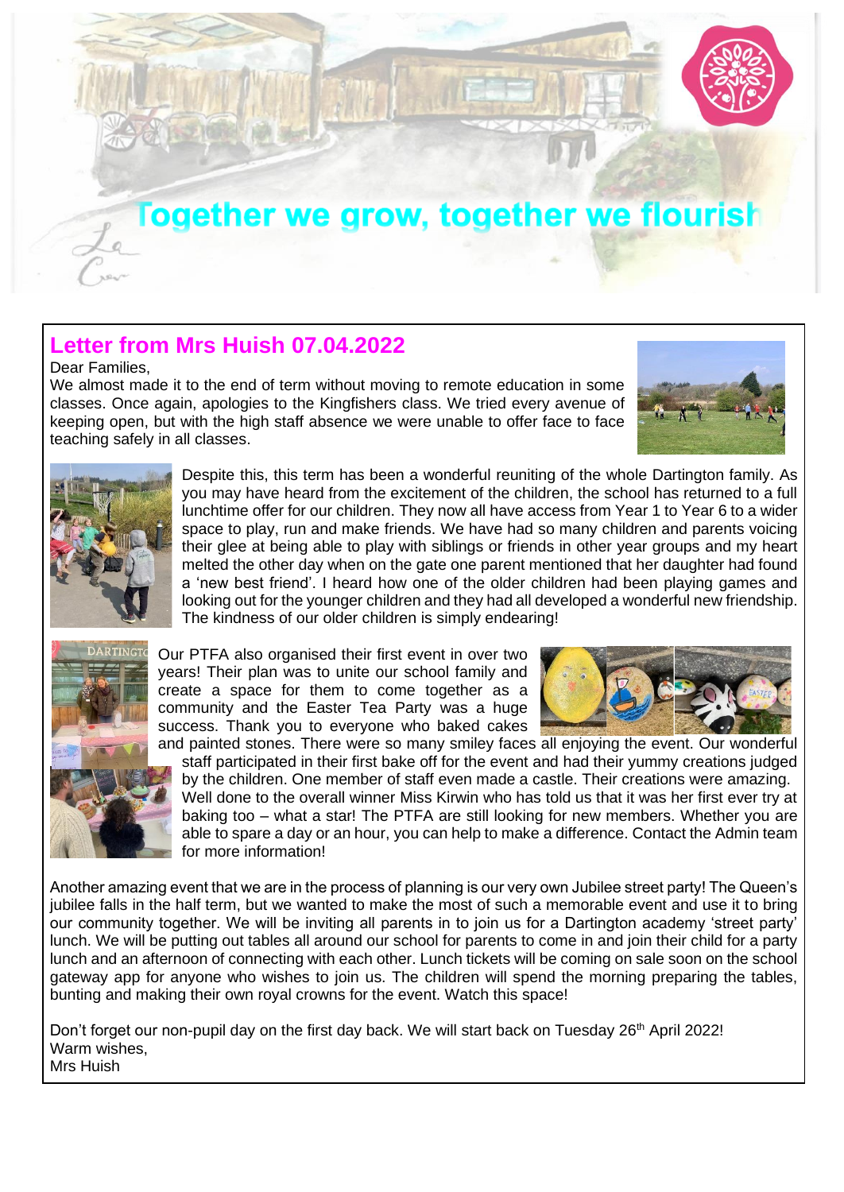# Together we grow, together we flourish

## Letter from Mrs Huish 07.04.2022

Dear Families,

We almost made it to the end of term without moving to remote education in some classes. Once again, apologies to the Kingfishers class. We tried every avenue of keeping open, but with the high staff absence we were unable to offer face to face teaching safely in all classes.

Despite this, this term has been a wonderful reuniting of the whole Dartington family. As you may have heard from the excitement of the children, the school has returned to a full lunchtime offer for our children. They now all have access from Year 1 to Year 6 to a wider space to play, run and make friends. We have had so many children and parents voicing their glee at being able to play with siblings or friends in other year groups and my heart melted the other day when on the gate one parent mentioned that her daughter had found a 'new best friend'. I heard how one of the older children had been playing games and looking out for the younger children and they had all developed a wonderful new friendship. The kindness of our older children is simply endearing!

Our PTFA also organised their first event in over two years! Their plan was to unite our school family and create a space for them to come together as a community and the Easter Tea Party was a huge success. Thank you to everyone who baked cakes and painted stones. There were so many smiley faces all enjoying the event. Our wonderful staff participated in their first bake off for the event and had their yummy creations judged by the children. One member of staff even made a castle. Their creations were amazing. Well done to the overall winner Miss Kirwin who has told us that it was her first ever try at baking too – what a star! The PTFA are still looking for new members. Whether you are able to spare a day or an hour, you can help to make a difference. Contact the Admin team for more information!

Another amazing event that we are in the process of planning is our very own Jubilee street party! The Queen's jubilee falls in the half term, but we wanted to make the most of such a memorable event and use it to bring our community together. We will be inviting all parents in to join us for a Dartington academy 'street party' lunch. We will be putting out tables all around our school for parents to come in and join their child for a party lunch and an afternoon of connecting with each other. Lunch tickets will be coming on sale soon on the school gateway app for anyone who wishes to join us. The children will spend the morning preparing the tables, bunting and making their own royal crowns for the event. Watch this space!

Don't forget our non-pupil day on the first day back. We will start back on Tuesday 26th April 2022!

Warm wishes,

Mrs Huish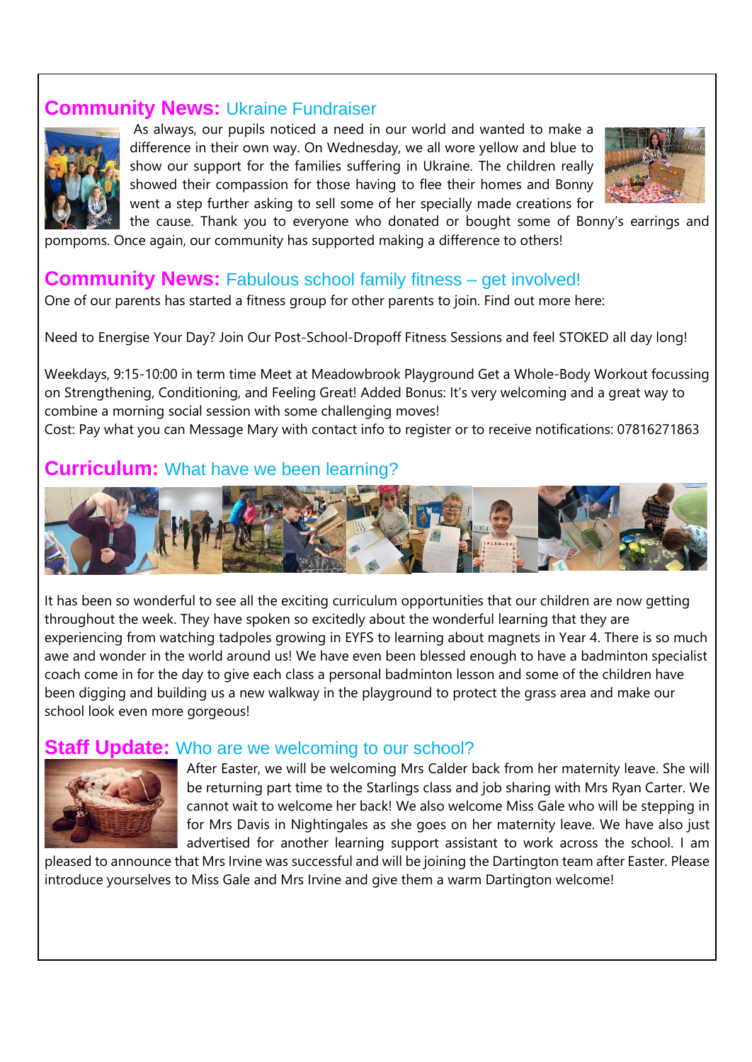## **Community News:** Ukraine Fundraiser

As always, our pupils noticed a need in our world and wanted to make a difference in their own way. On Wednesday, we all wore yellow and blue to show our support for the families suffering in Ukraine. The children really showed their compassion for those having to flee their homes and Bonny went a step further asking to sell some of her specially made creations for the cause. Thank you to everyone who donated or bought some of Bonny's earrings and pompoms. Once again, our community has supported making a difference to others!

## **Community News:** Fabulous school family fitness – get involved!

One of our parents has started a fitness group for other parents to join. Find out more here:

Need to Energise Your Day? Join Our Post-School-Dropoff Fitness Sessions and feel STOKED all day long!

Weekdays, 9:15-10:00 in term time Meet at Meadowbrook Playground Get a Whole-Body Workout focussing on Strengthening, Conditioning, and Feeling Great! Added Bonus: It's very welcoming and a great way to combine a morning social session with some challenging moves!
Cost: Pay what you can Message Mary with contact info to register or to receive notifications: 07816271863

## **Curriculum:** What have we been learning?

It has been so wonderful to see all the exciting curriculum opportunities that our children are now getting throughout the week. They have spoken so excitedly about the wonderful learning that they are experiencing from watching tadpoles growing in EYFS to learning about magnets in Year 4. There is so much awe and wonder in the world around us! We have even been blessed enough to have a badminton specialist coach come in for the day to give each class a personal badminton lesson and some of the children have been digging and building us a new walkway in the playground to protect the grass area and make our school look even more gorgeous!

## **Staff Update:** Who are we welcoming to our school?

After Easter, we will be welcoming Mrs Calder back from her maternity leave. She will be returning part time to the Starlings class and job sharing with Mrs Ryan Carter. We cannot wait to welcome her back! We also welcome Miss Gale who will be stepping in for Mrs Davis in Nightingales as she goes on her maternity leave. We have also just advertised for another learning support assistant to work across the school. I am pleased to announce that Mrs Irvine was successful and will be joining the Dartington team after Easter. Please introduce yourselves to Miss Gale and Mrs Irvine and give them a warm Dartington welcome!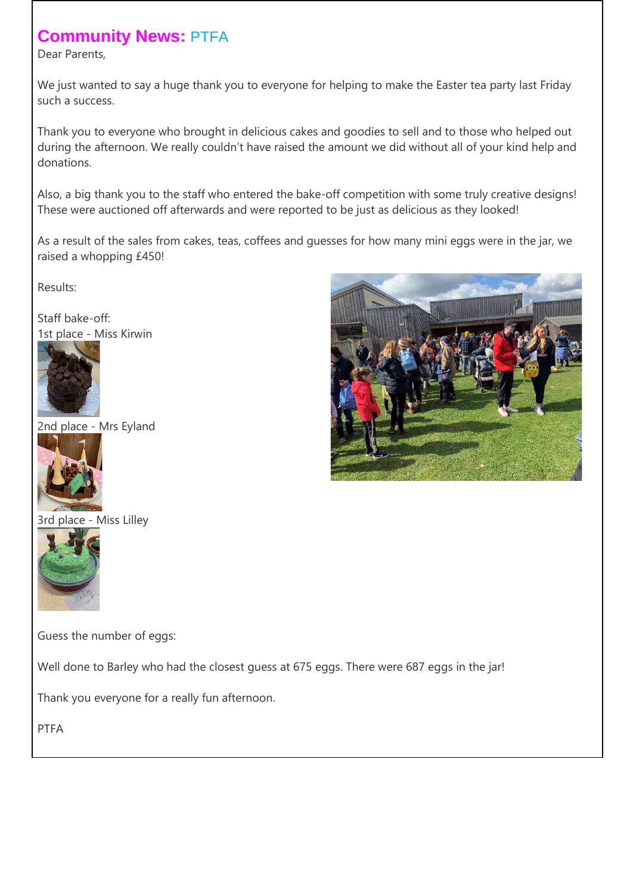## **Community News:** PTFA

Dear Parents,

We just wanted to say a huge thank you to everyone for helping to make the Easter tea party last Friday such a success.

Thank you to everyone who brought in delicious cakes and goodies to sell and to those who helped out during the afternoon. We really couldn't have raised the amount we did without all of your kind help and donations.

Also, a big thank you to the staff who entered the bake-off competition with some truly creative designs! These were auctioned off afterwards and were reported to be just as delicious as they looked!

As a result of the sales from cakes, teas, coffees and guesses for how many mini eggs were in the jar, we raised a whopping £450!

Results:

Staff bake-off:

1st place - Miss Kirwin

2nd place - Mrs Eyland

3rd place - Miss Lilley

Guess the number of eggs:

Well done to Barley who had the closest guess at 675 eggs. There were 687 eggs in the jar!

Thank you everyone for a really fun afternoon.

PTFA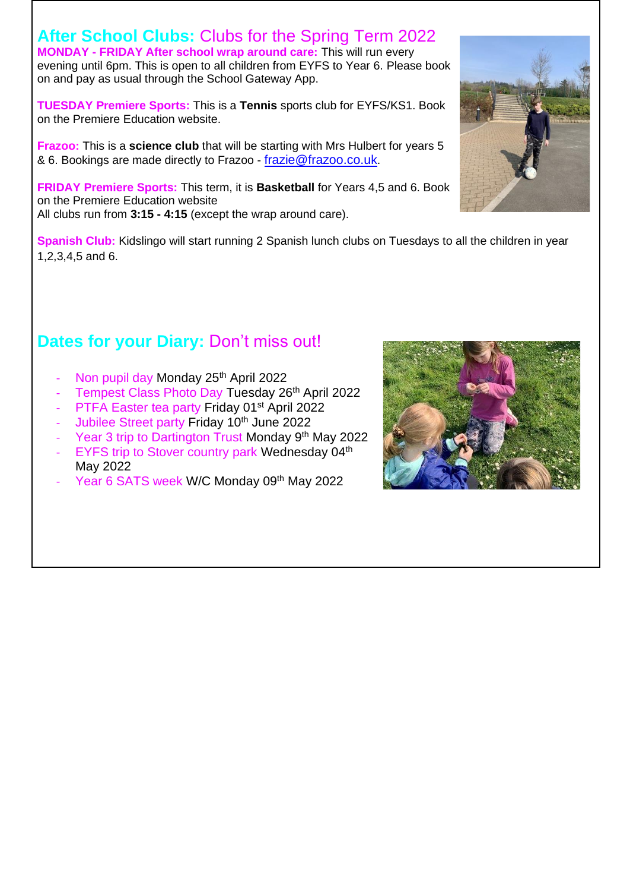## After School Clubs: Clubs for the Spring Term 2022

**MONDAY - FRIDAY After school wrap around care:** This will run every evening until 6pm. This is open to all children from EYFS to Year 6. Please book on and pay as usual through the School Gateway App.

**TUESDAY Premiere Sports:** This is a **Tennis** sports club for EYFS/KS1. Book on the Premiere Education website.

**Frazoo:** This is a **science club** that will be starting with Mrs Hulbert for years 5 & 6. Bookings are made directly to Frazoo - frazie@frazoo.co.uk.

**FRIDAY Premiere Sports:** This term, it is **Basketball** for Years 4,5 and 6. Book on the Premiere Education website

All clubs run from **3:15 - 4:15** (except the wrap around care).

**Spanish Club:** Kidslingo will start running 2 Spanish lunch clubs on Tuesdays to all the children in year 1,2,3,4,5 and 6.

## Dates for your Diary: Don't miss out!

- Non pupil day Monday 25th April 2022
- Tempest Class Photo Day Tuesday 26th April 2022
- PTFA Easter tea party Friday 01st April 2022
- Jubilee Street party Friday 10th June 2022
- Year 3 trip to Dartington Trust Monday 9th May 2022
- EYFS trip to Stover country park Wednesday 04th May 2022
- Year 6 SATS week W/C Monday 09th May 2022